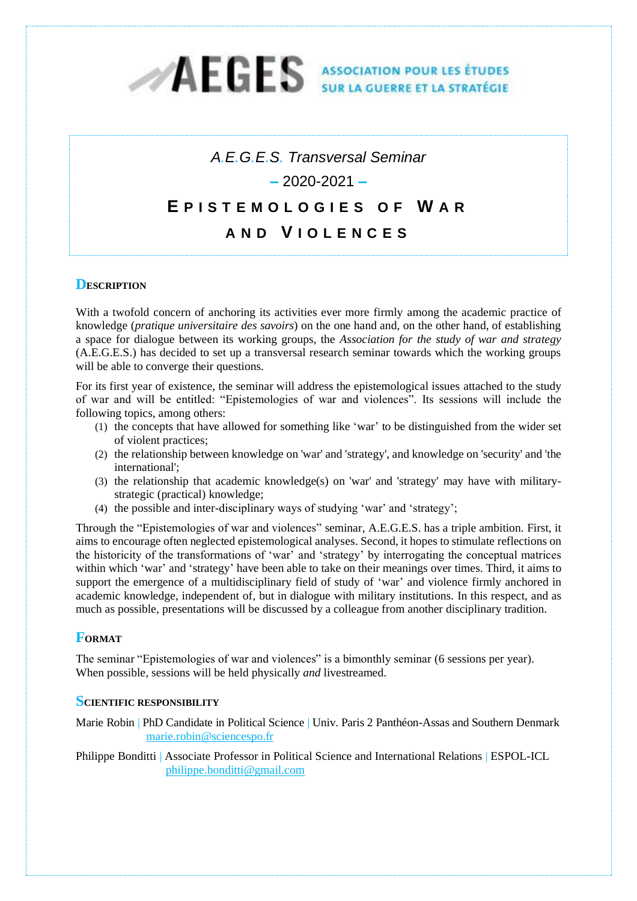AEGES ASSOCIATION POUR LES ÉTUDES SUR LA GUERRE ET LA STRATÉGIE

# *A.E.G.E.S. Transversal Seminar*

## – 2020-2021 –

# EPISTEMOLOGIES OF WAR AND VIOLENCES

## DESCRIPTION

With a twofold concern of anchoring its activities ever more firmly among the academic practice of knowledge (*pratique universitaire des savoirs*) on the one hand and, on the other hand, of establishing a space for dialogue between its working groups, the *Association for the study of war and strategy* (A.E.G.E.S.) has decided to set up a transversal research seminar towards which the working groups will be able to converge their questions.

For its first year of existence, the seminar will address the epistemological issues attached to the study of war and will be entitled: "Epistemologies of war and violences". Its sessions will include the following topics, among others:

1. the concepts that have allowed for something like 'war' to be distinguished from the wider set of violent practices;
2. the relationship between knowledge on 'war' and 'strategy', and knowledge on 'security' and 'the international';
3. the relationship that academic knowledge(s) on 'war' and 'strategy' may have with military-strategic (practical) knowledge;
4. the possible and inter-disciplinary ways of studying 'war' and 'strategy';

Through the "Epistemologies of war and violences" seminar, A.E.G.E.S. has a triple ambition. First, it aims to encourage often neglected epistemological analyses. Second, it hopes to stimulate reflections on the historicity of the transformations of 'war' and 'strategy' by interrogating the conceptual matrices within which 'war' and 'strategy' have been able to take on their meanings over times. Third, it aims to support the emergence of a multidisciplinary field of study of 'war' and violence firmly anchored in academic knowledge, independent of, but in dialogue with military institutions. In this respect, and as much as possible, presentations will be discussed by a colleague from another disciplinary tradition.

## FORMAT

The seminar "Epistemologies of war and violences" is a bimonthly seminar (6 sessions per year). When possible, sessions will be held physically *and* livestreamed.

## SCIENTIFIC RESPONSIBILITY

Marie Robin | PhD Candidate in Political Science | Univ. Paris 2 Panthéon-Assas and Southern Denmark
marie.robin@sciencespo.fr

Philippe Bonditti | Associate Professor in Political Science and International Relations | ESPOL-ICL
philippe.bonditti@gmail.com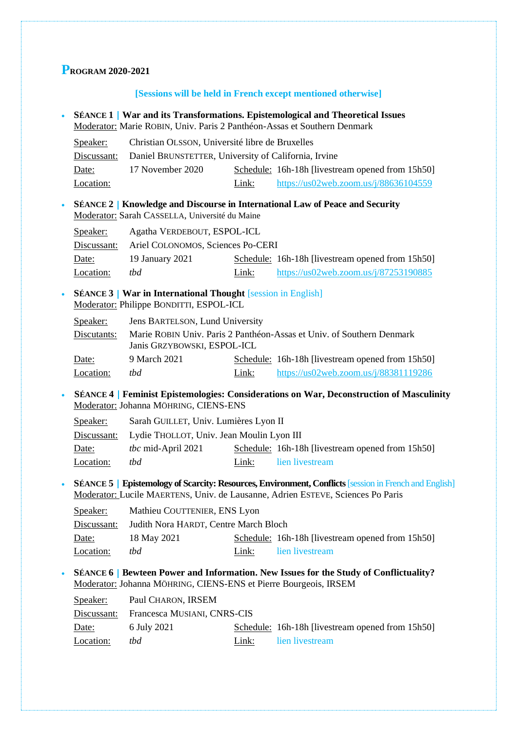## PROGRAM 2020-2021

**[Sessions will be held in French except mentioned otherwise]**

- **SÉANCE 1 | War and its Transformations. Epistemological and Theoretical Issues**
  Moderator: Marie ROBIN, Univ. Paris 2 Panthéon-Assas et Southern Denmark

| | | | |
|---|---|---|---|
| Speaker: | Christian OLSSON, Université libre de Bruxelles | | |
| Discussant: | Daniel BRUNSTETTER, University of California, Irvine | | |
| Date: | 17 November 2020 | Schedule: | 16h-18h [livestream opened from 15h50] |
| Location: | | Link: | https://us02web.zoom.us/j/88636104559 |

- **SÉANCE 2 | Knowledge and Discourse in International Law of Peace and Security**
  Moderator: Sarah CASSELLA, Université du Maine

| | | | |
|---|---|---|---|
| Speaker: | Agatha VERDEBOUT, ESPOL-ICL | | |
| Discussant: | Ariel COLONOMOS, Sciences Po-CERI | | |
| Date: | 19 January 2021 | Schedule: | 16h-18h [livestream opened from 15h50] |
| Location: | *tbd* | Link: | https://us02web.zoom.us/j/87253190885 |

- **SÉANCE 3 | War in International Thought** [session in English]
  Moderator: Philippe BONDITTI, ESPOL-ICL

| | | | |
|---|---|---|---|
| Speaker: | Jens BARTELSON, Lund University | | |
| Discutants: | Marie ROBIN Univ. Paris 2 Panthéon-Assas et Univ. of Southern Denmark<br>Janis GRZYBOWSKI, ESPOL-ICL | | |
| Date: | 9 March 2021 | Schedule: | 16h-18h [livestream opened from 15h50] |
| Location: | *tbd* | Link: | https://us02web.zoom.us/j/88381119286 |

- **SÉANCE 4 | Feminist Epistemologies: Considerations on War, Deconstruction of Masculinity**
  Moderator: Johanna MÖHRING, CIENS-ENS

| | | | |
|---|---|---|---|
| Speaker: | Sarah GUILLET, Univ. Lumières Lyon II | | |
| Discussant: | Lydie THOLLOT, Univ. Jean Moulin Lyon III | | |
| Date: | *tbc* mid-April 2021 | Schedule: | 16h-18h [livestream opened from 15h50] |
| Location: | *tbd* | Link: | lien livestream |

- **SÉANCE 5 | Epistemology of Scarcity: Resources, Environment, Conflicts** [session in French and English]
  Moderator: Lucile MAERTENS, Univ. de Lausanne, Adrien ESTEVE, Sciences Po Paris

| | | | |
|---|---|---|---|
| Speaker: | Mathieu COUTTENIER, ENS Lyon | | |
| Discussant: | Judith Nora HARDT, Centre March Bloch | | |
| Date: | 18 May 2021 | Schedule: | 16h-18h [livestream opened from 15h50] |
| Location: | *tbd* | Link: | lien livestream |

- **SÉANCE 6 | Bewteen Power and Information. New Issues for the Study of Conflictuality?**
  Moderator: Johanna MÖHRING, CIENS-ENS et Pierre Bourgeois, IRSEM

| | | | |
|---|---|---|---|
| Speaker: | Paul CHARON, IRSEM | | |
| Discussant: | Francesca MUSIANI, CNRS-CIS | | |
| Date: | 6 July 2021 | Schedule: | 16h-18h [livestream opened from 15h50] |
| Location: | *tbd* | Link: | lien livestream |